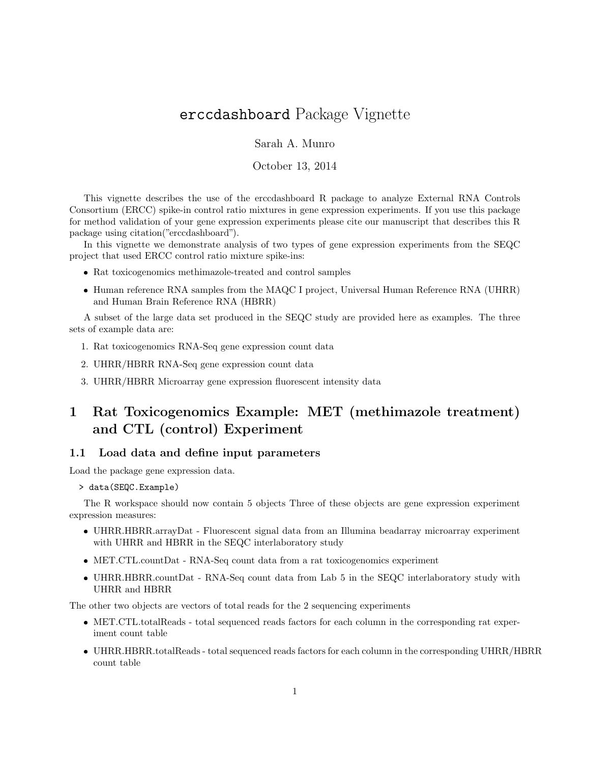# `erccdashboard` Package Vignette

Sarah A. Munro

October 13, 2014

This vignette describes the use of the erccdashboard R package to analyze External RNA Controls Consortium (ERCC) spike-in control ratio mixtures in gene expression experiments. If you use this package for method validation of your gene expression experiments please cite our manuscript that describes this R package using citation("erccdashboard").

In this vignette we demonstrate analysis of two types of gene expression experiments from the SEQC project that used ERCC control ratio mixture spike-ins:

- Rat toxicogenomics methimazole-treated and control samples
- Human reference RNA samples from the MAQC I project, Universal Human Reference RNA (UHRR) and Human Brain Reference RNA (HBRR)

A subset of the large data set produced in the SEQC study are provided here as examples. The three sets of example data are:

1. Rat toxicogenomics RNA-Seq gene expression count data
2. UHRR/HBRR RNA-Seq gene expression count data
3. UHRR/HBRR Microarray gene expression fluorescent intensity data

## 1 Rat Toxicogenomics Example: MET (methimazole treatment) and CTL (control) Experiment

### 1.1 Load data and define input parameters

Load the package gene expression data.

```
> data(SEQC.Example)
```

The R workspace should now contain 5 objects Three of these objects are gene expression experiment expression measures:

- UHRR.HBRR.arrayDat - Fluorescent signal data from an Illumina beadarray microarray experiment with UHRR and HBRR in the SEQC interlaboratory study
- MET.CTL.countDat - RNA-Seq count data from a rat toxicogenomics experiment
- UHRR.HBRR.countDat - RNA-Seq count data from Lab 5 in the SEQC interlaboratory study with UHRR and HBRR

The other two objects are vectors of total reads for the 2 sequencing experiments

- MET.CTL.totalReads - total sequenced reads factors for each column in the corresponding rat experiment count table
- UHRR.HBRR.totalReads - total sequenced reads factors for each column in the corresponding UHRR/HBRR count table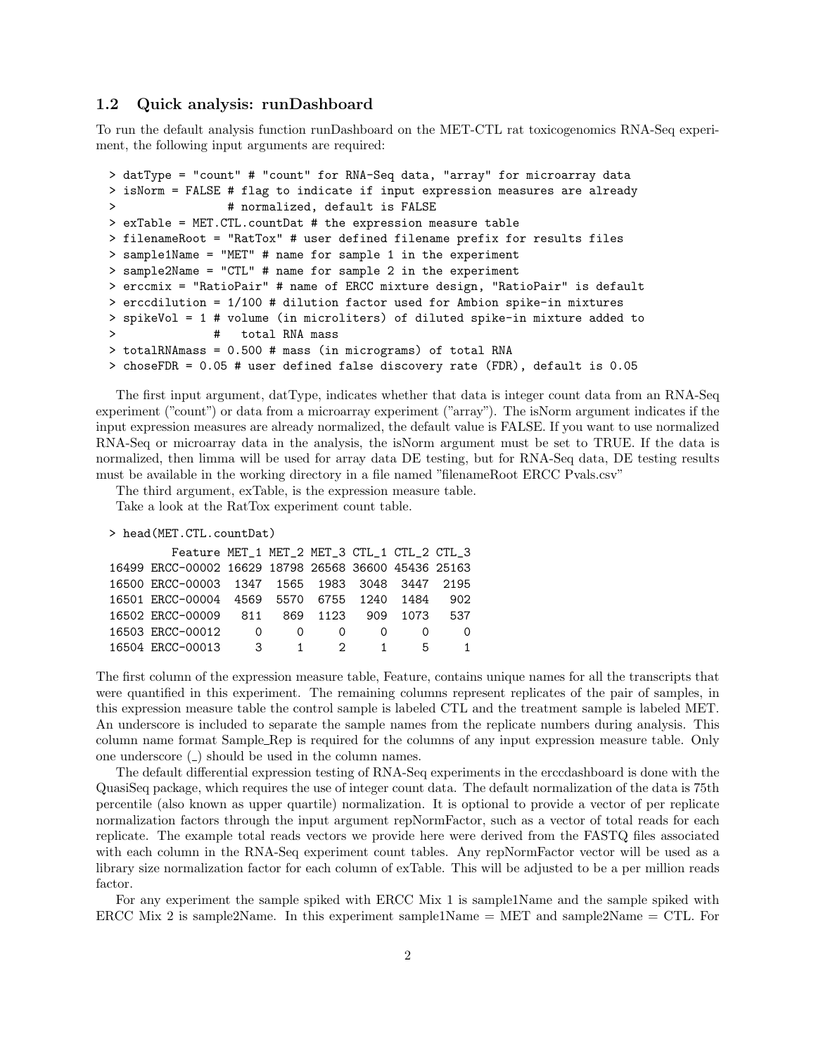## 1.2 Quick analysis: runDashboard

To run the default analysis function runDashboard on the MET-CTL rat toxicogenomics RNA-Seq experiment, the following input arguments are required:

```
> datType = "count" # "count" for RNA-Seq data, "array" for microarray data
> isNorm = FALSE # flag to indicate if input expression measures are already
>                # normalized, default is FALSE
> exTable = MET.CTL.countDat # the expression measure table
> filenameRoot = "RatTox" # user defined filename prefix for results files
> sample1Name = "MET" # name for sample 1 in the experiment
> sample2Name = "CTL" # name for sample 2 in the experiment
> erccmix = "RatioPair" # name of ERCC mixture design, "RatioPair" is default
> erccdilution = 1/100 # dilution factor used for Ambion spike-in mixtures
> spikeVol = 1 # volume (in microliters) of diluted spike-in mixture added to
>              #   total RNA mass
> totalRNAmass = 0.500 # mass (in micrograms) of total RNA
> choseFDR = 0.05 # user defined false discovery rate (FDR), default is 0.05
```

The first input argument, datType, indicates whether that data is integer count data from an RNA-Seq experiment ("count") or data from a microarray experiment ("array"). The isNorm argument indicates if the input expression measures are already normalized, the default value is FALSE. If you want to use normalized RNA-Seq or microarray data in the analysis, the isNorm argument must be set to TRUE. If the data is normalized, then limma will be used for array data DE testing, but for RNA-Seq data, DE testing results must be available in the working directory in a file named "filenameRoot ERCC Pvals.csv"

The third argument, exTable, is the expression measure table.

Take a look at the RatTox experiment count table.

```
> head(MET.CTL.countDat)
         Feature MET_1 MET_2 MET_3 CTL_1 CTL_2 CTL_3
16499 ERCC-00002 16629 18798 26568 36600 45436 25163
16500 ERCC-00003  1347  1565  1983  3048  3447  2195
16501 ERCC-00004  4569  5570  6755  1240  1484   902
16502 ERCC-00009   811   869  1123   909  1073   537
16503 ERCC-00012     0     0     0     0     0     0
16504 ERCC-00013     3     1     2     1     5     1
```

The first column of the expression measure table, Feature, contains unique names for all the transcripts that were quantified in this experiment. The remaining columns represent replicates of the pair of samples, in this expression measure table the control sample is labeled CTL and the treatment sample is labeled MET. An underscore is included to separate the sample names from the replicate numbers during analysis. This column name format Sample_Rep is required for the columns of any input expression measure table. Only one underscore (_) should be used in the column names.

The default differential expression testing of RNA-Seq experiments in the erccdashboard is done with the QuasiSeq package, which requires the use of integer count data. The default normalization of the data is 75th percentile (also known as upper quartile) normalization. It is optional to provide a vector of per replicate normalization factors through the input argument repNormFactor, such as a vector of total reads for each replicate. The example total reads vectors we provide here were derived from the FASTQ files associated with each column in the RNA-Seq experiment count tables. Any repNormFactor vector will be used as a library size normalization factor for each column of exTable. This will be adjusted to be a per million reads factor.

For any experiment the sample spiked with ERCC Mix 1 is sample1Name and the sample spiked with ERCC Mix 2 is sample2Name. In this experiment sample1Name = MET and sample2Name = CTL. For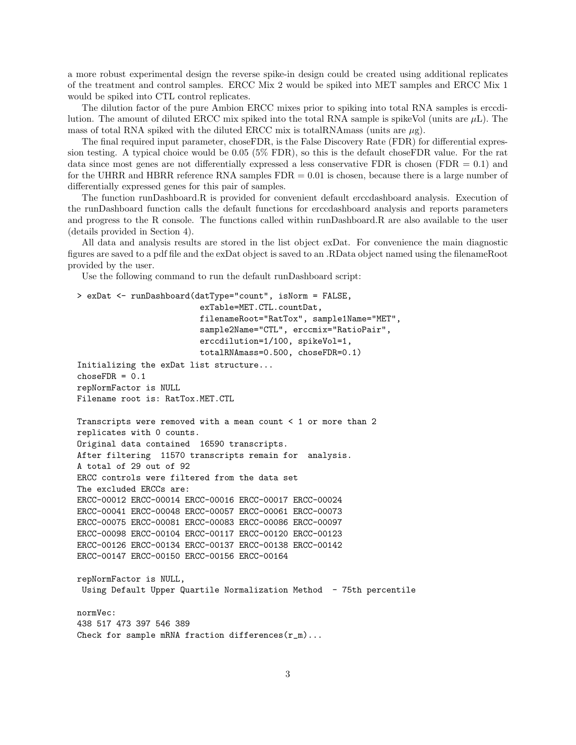a more robust experimental design the reverse spike-in design could be created using additional replicates of the treatment and control samples. ERCC Mix 2 would be spiked into MET samples and ERCC Mix 1 would be spiked into CTL control replicates.

The dilution factor of the pure Ambion ERCC mixes prior to spiking into total RNA samples is erccdilution. The amount of diluted ERCC mix spiked into the total RNA sample is spikeVol (units are $\mu$L). The mass of total RNA spiked with the diluted ERCC mix is totalRNAmass (units are $\mu$g).

The final required input parameter, choseFDR, is the False Discovery Rate (FDR) for differential expression testing. A typical choice would be 0.05 (5% FDR), so this is the default choseFDR value. For the rat data since most genes are not differentially expressed a less conservative FDR is chosen (FDR = 0.1) and for the UHRR and HBRR reference RNA samples FDR = 0.01 is chosen, because there is a large number of differentially expressed genes for this pair of samples.

The function runDashboard.R is provided for convenient default erccdashboard analysis. Execution of the runDashboard function calls the default functions for erccdashboard analysis and reports parameters and progress to the R console. The functions called within runDashboard.R are also available to the user (details provided in Section 4).

All data and analysis results are stored in the list object exDat. For convenience the main diagnostic figures are saved to a pdf file and the exDat object is saved to an .RData object named using the filenameRoot provided by the user.

Use the following command to run the default runDashboard script:

```
> exDat <- runDashboard(datType="count", isNorm = FALSE,
                        exTable=MET.CTL.countDat,
                        filenameRoot="RatTox", sample1Name="MET",
                        sample2Name="CTL", erccmix="RatioPair",
                        erccdilution=1/100, spikeVol=1,
                        totalRNAmass=0.500, choseFDR=0.1)
Initializing the exDat list structure...
choseFDR = 0.1
repNormFactor is NULL
Filename root is: RatTox.MET.CTL

Transcripts were removed with a mean count < 1 or more than 2
replicates with 0 counts.
Original data contained  16590 transcripts.
After filtering  11570 transcripts remain for  analysis.
A total of 29 out of 92
ERCC controls were filtered from the data set
The excluded ERCCs are:
ERCC-00012 ERCC-00014 ERCC-00016 ERCC-00017 ERCC-00024
ERCC-00041 ERCC-00048 ERCC-00057 ERCC-00061 ERCC-00073
ERCC-00075 ERCC-00081 ERCC-00083 ERCC-00086 ERCC-00097
ERCC-00098 ERCC-00104 ERCC-00117 ERCC-00120 ERCC-00123
ERCC-00126 ERCC-00134 ERCC-00137 ERCC-00138 ERCC-00142
ERCC-00147 ERCC-00150 ERCC-00156 ERCC-00164

repNormFactor is NULL,
 Using Default Upper Quartile Normalization Method  - 75th percentile

normVec:
438 517 473 397 546 389
Check for sample mRNA fraction differences(r_m)...
```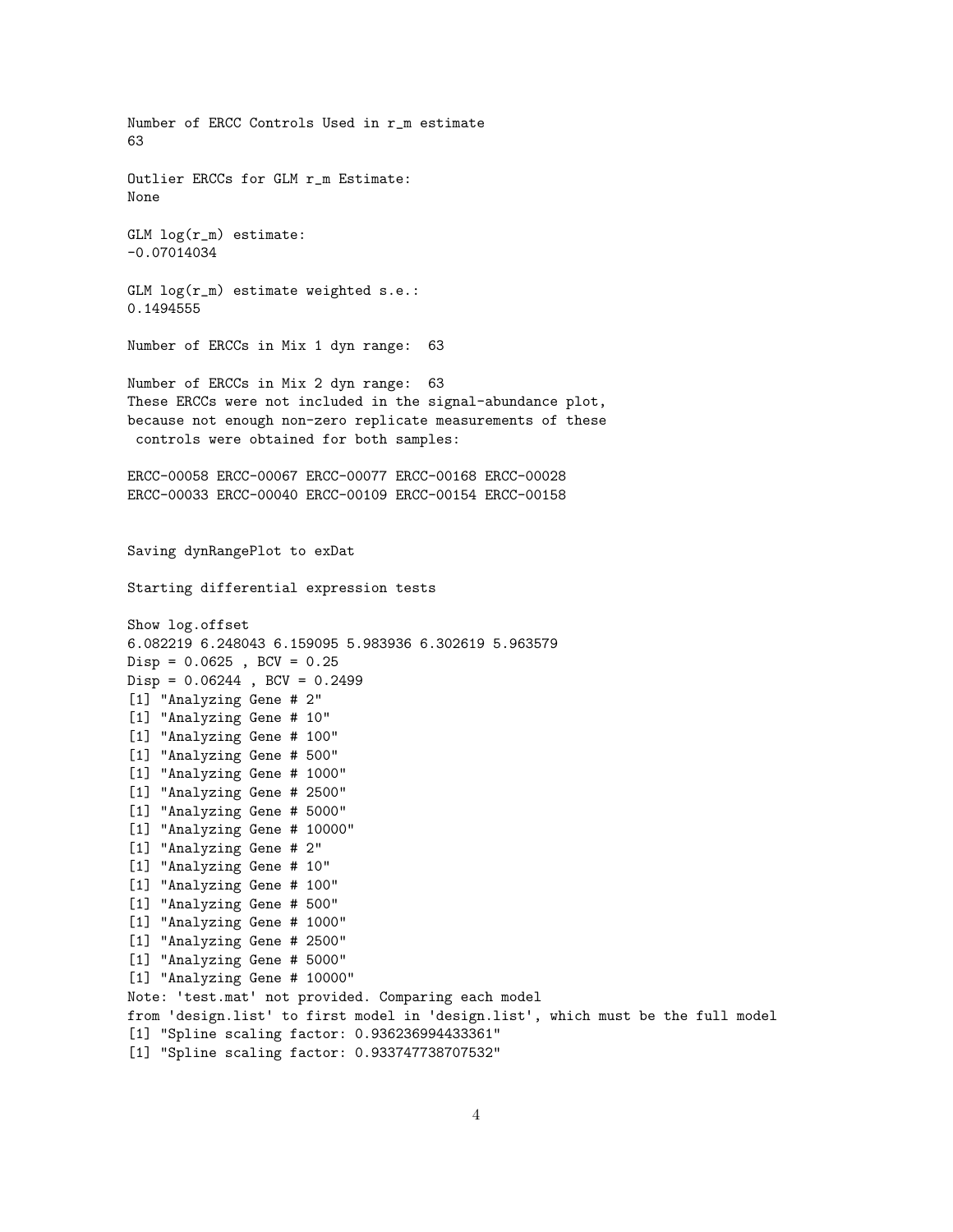```
Number of ERCC Controls Used in r_m estimate
63

Outlier ERCCs for GLM r_m Estimate:
None

GLM log(r_m) estimate:
-0.07014034

GLM log(r_m) estimate weighted s.e.:
0.1494555

Number of ERCCs in Mix 1 dyn range:  63

Number of ERCCs in Mix 2 dyn range:  63
These ERCCs were not included in the signal-abundance plot,
because not enough non-zero replicate measurements of these
 controls were obtained for both samples:

ERCC-00058 ERCC-00067 ERCC-00077 ERCC-00168 ERCC-00028
ERCC-00033 ERCC-00040 ERCC-00109 ERCC-00154 ERCC-00158


Saving dynRangePlot to exDat

Starting differential expression tests

Show log.offset
6.082219 6.248043 6.159095 5.983936 6.302619 5.963579
Disp = 0.0625 , BCV = 0.25
Disp = 0.06244 , BCV = 0.2499
[1] "Analyzing Gene # 2"
[1] "Analyzing Gene # 10"
[1] "Analyzing Gene # 100"
[1] "Analyzing Gene # 500"
[1] "Analyzing Gene # 1000"
[1] "Analyzing Gene # 2500"
[1] "Analyzing Gene # 5000"
[1] "Analyzing Gene # 10000"
[1] "Analyzing Gene # 2"
[1] "Analyzing Gene # 10"
[1] "Analyzing Gene # 100"
[1] "Analyzing Gene # 500"
[1] "Analyzing Gene # 1000"
[1] "Analyzing Gene # 2500"
[1] "Analyzing Gene # 5000"
[1] "Analyzing Gene # 10000"
Note: 'test.mat' not provided. Comparing each model
from 'design.list' to first model in 'design.list', which must be the full model
[1] "Spline scaling factor: 0.936236994433361"
[1] "Spline scaling factor: 0.933747738707532"
```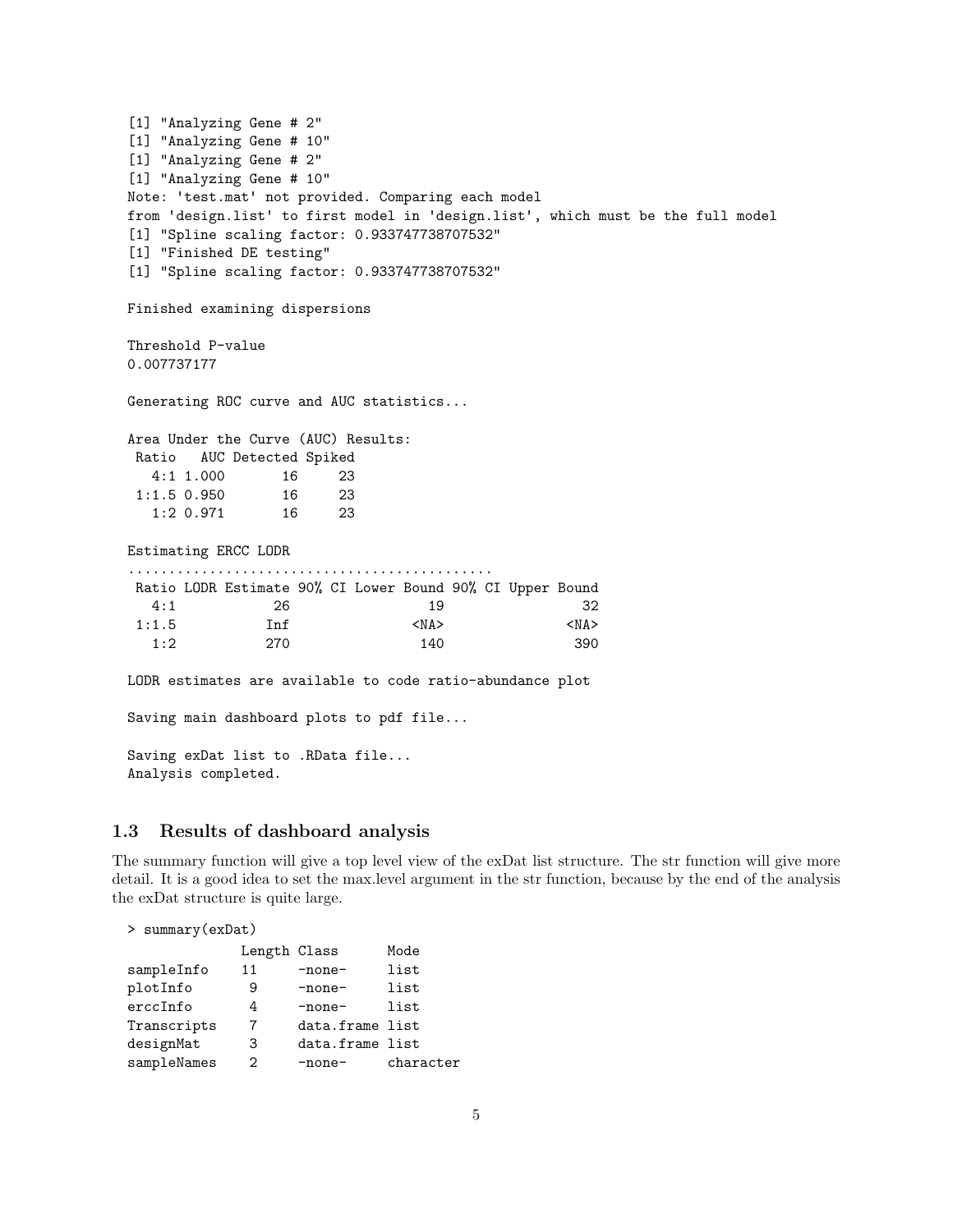```
[1] "Analyzing Gene # 2"
[1] "Analyzing Gene # 10"
[1] "Analyzing Gene # 2"
[1] "Analyzing Gene # 10"
Note: 'test.mat' not provided. Comparing each model
from 'design.list' to first model in 'design.list', which must be the full model
[1] "Spline scaling factor: 0.933747738707532"
[1] "Finished DE testing"
[1] "Spline scaling factor: 0.933747738707532"

Finished examining dispersions

Threshold P-value
0.007737177

Generating ROC curve and AUC statistics...

Area Under the Curve (AUC) Results:
 Ratio   AUC Detected Spiked
   4:1 1.000       16     23
 1:1.5 0.950       16     23
   1:2 0.971       16     23

Estimating ERCC LODR
..........................................
 Ratio LODR Estimate 90% CI Lower Bound 90% CI Upper Bound
   4:1           26                 19                 32
 1:1.5          Inf               <NA>               <NA>
   1:2          270                140                390

LODR estimates are available to code ratio-abundance plot

Saving main dashboard plots to pdf file...

Saving exDat list to .RData file...
Analysis completed.
```

### 1.3 Results of dashboard analysis

The summary function will give a top level view of the exDat list structure. The str function will give more detail. It is a good idea to set the max.level argument in the str function, because by the end of the analysis the exDat structure is quite large.

```
> summary(exDat)
            Length Class      Mode
sampleInfo  11     -none-     list
plotInfo     9     -none-     list
erccInfo     4     -none-     list
Transcripts  7     data.frame list
designMat    3     data.frame list
sampleNames  2     -none-     character
```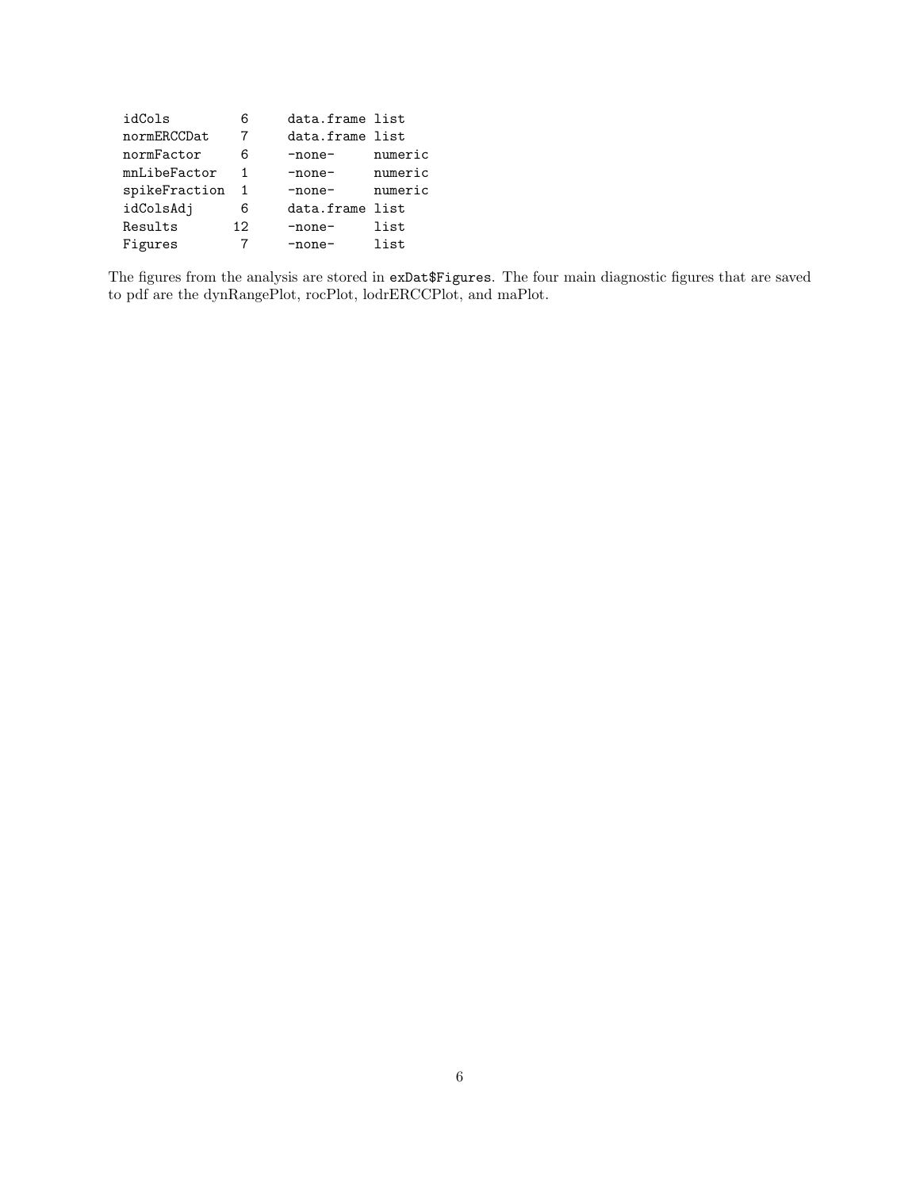```
  idCols          6      data.frame list
  normERCCDat     7      data.frame list
  normFactor      6      -none-     numeric
  mnLibeFactor    1      -none-     numeric
  spikeFraction   1      -none-     numeric
  idColsAdj       6      data.frame list
  Results        12      -none-     list
  Figures         7      -none-     list
```

The figures from the analysis are stored in `exDat$Figures`. The four main diagnostic figures that are saved to pdf are the dynRangePlot, rocPlot, lodrERCCPlot, and maPlot.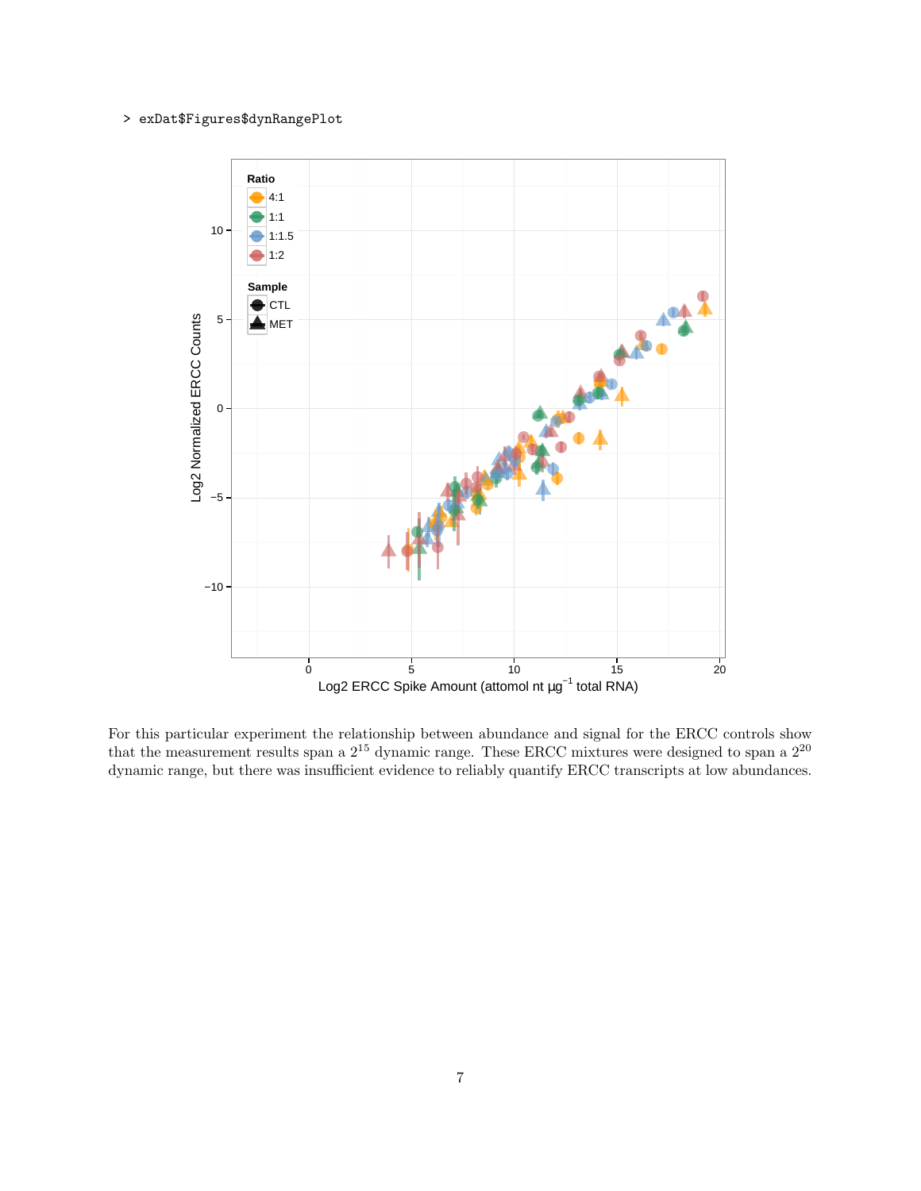```
> exDat$Figures$dynRangePlot
```

For this particular experiment the relationship between abundance and signal for the ERCC controls show that the measurement results span a $2^{15}$ dynamic range. These ERCC mixtures were designed to span a $2^{20}$ dynamic range, but there was insufficient evidence to reliably quantify ERCC transcripts at low abundances.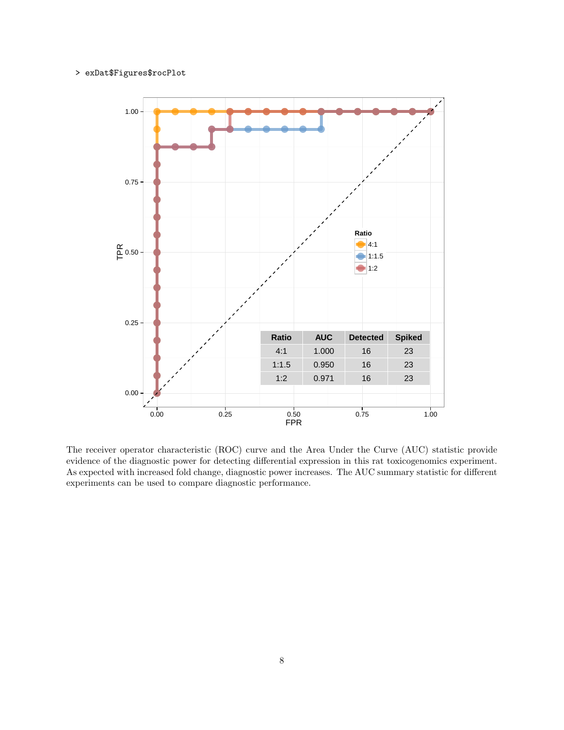```
> exDat$Figures$rocPlot
```

| Ratio | AUC | Detected | Spiked |
| --- | --- | --- | --- |
| 4:1 | 1.000 | 16 | 23 |
| 1:1.5 | 0.950 | 16 | 23 |
| 1:2 | 0.971 | 16 | 23 |

The receiver operator characteristic (ROC) curve and the Area Under the Curve (AUC) statistic provide evidence of the diagnostic power for detecting differential expression in this rat toxicogenomics experiment. As expected with increased fold change, diagnostic power increases. The AUC summary statistic for different experiments can be used to compare diagnostic performance.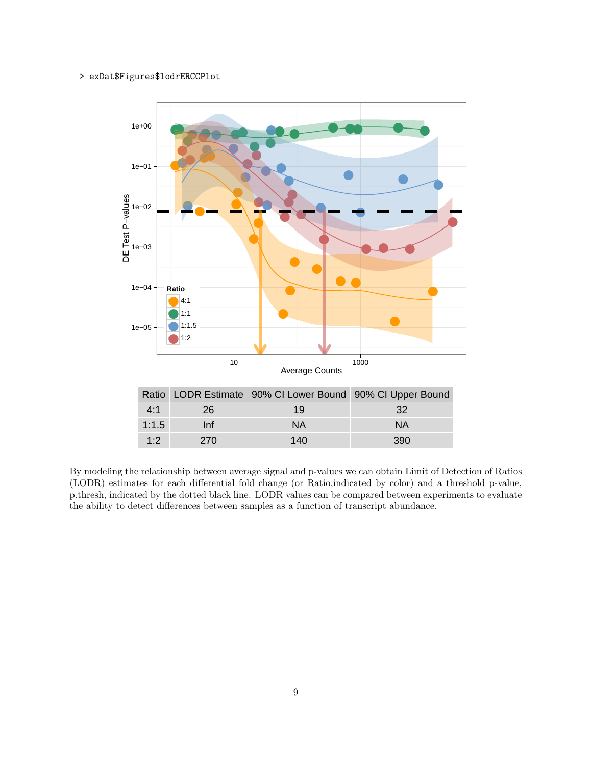```
> exDat$Figures$lodrERCCPlot
```

| Ratio | LODR Estimate | 90% CI Lower Bound | 90% CI Upper Bound |
|---|---|---|---|
| 4:1 | 26 | 19 | 32 |
| 1:1.5 | Inf | NA | NA |
| 1:2 | 270 | 140 | 390 |

By modeling the relationship between average signal and p-values we can obtain Limit of Detection of Ratios (LODR) estimates for each differential fold change (or Ratio,indicated by color) and a threshold p-value, p.thresh, indicated by the dotted black line. LODR values can be compared between experiments to evaluate the ability to detect differences between samples as a function of transcript abundance.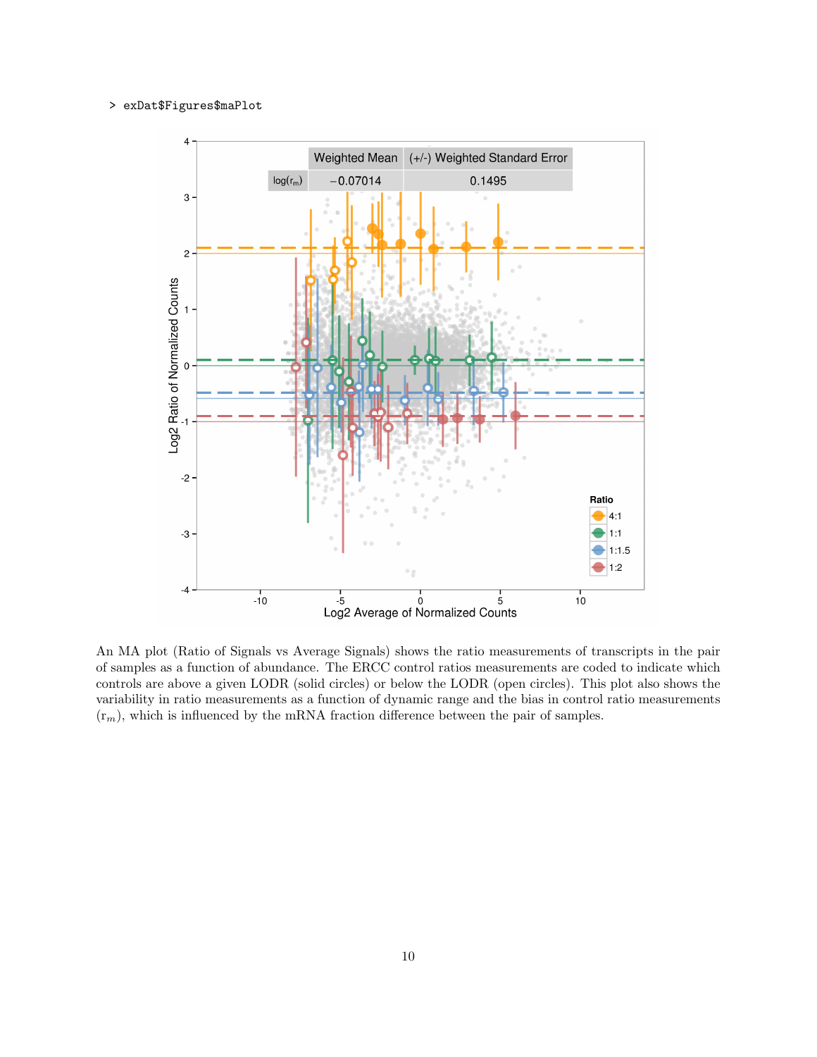```
> exDat$Figures$maPlot
```

An MA plot (Ratio of Signals vs Average Signals) shows the ratio measurements of transcripts in the pair of samples as a function of abundance. The ERCC control ratios measurements are coded to indicate which controls are above a given LODR (solid circles) or below the LODR (open circles). This plot also shows the variability in ratio measurements as a function of dynamic range and the bias in control ratio measurements ($r_m$), which is influenced by the mRNA fraction difference between the pair of samples.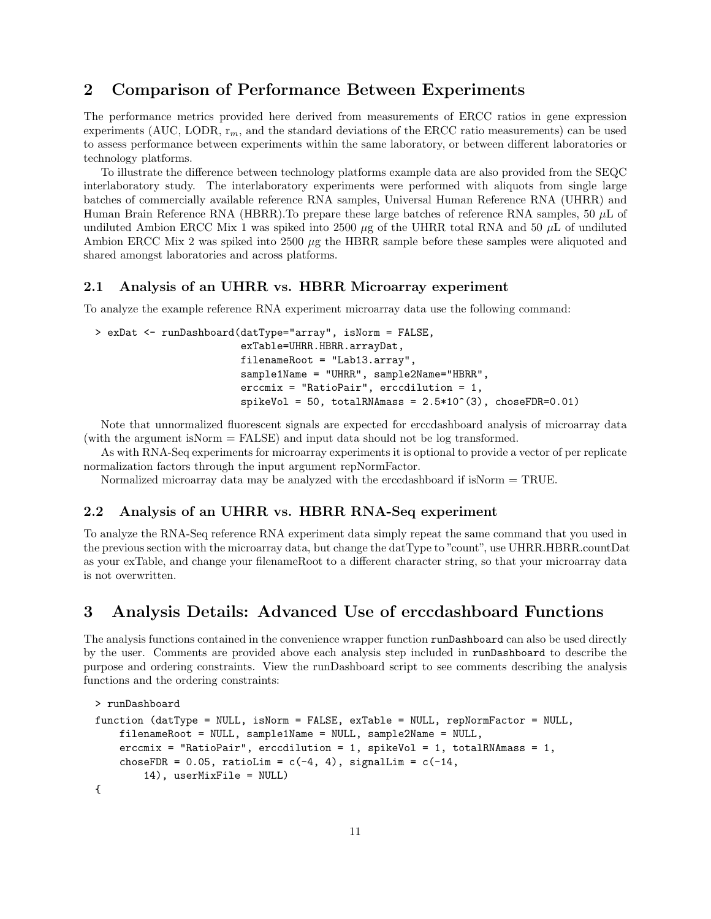## 2 Comparison of Performance Between Experiments

The performance metrics provided here derived from measurements of ERCC ratios in gene expression experiments (AUC, LODR, $r_m$, and the standard deviations of the ERCC ratio measurements) can be used to assess performance between experiments within the same laboratory, or between different laboratories or technology platforms.

To illustrate the difference between technology platforms example data are also provided from the SEQC interlaboratory study. The interlaboratory experiments were performed with aliquots from single large batches of commercially available reference RNA samples, Universal Human Reference RNA (UHRR) and Human Brain Reference RNA (HBRR).To prepare these large batches of reference RNA samples, 50 $\mu$L of undiluted Ambion ERCC Mix 1 was spiked into 2500 $\mu$g of the UHRR total RNA and 50 $\mu$L of undiluted Ambion ERCC Mix 2 was spiked into 2500 $\mu$g the HBRR sample before these samples were aliquoted and shared amongst laboratories and across platforms.

### 2.1 Analysis of an UHRR vs. HBRR Microarray experiment

To analyze the example reference RNA experiment microarray data use the following command:

```
> exDat <- runDashboard(datType="array", isNorm = FALSE,
                        exTable=UHRR.HBRR.arrayDat,
                        filenameRoot = "Lab13.array",
                        sample1Name = "UHRR", sample2Name="HBRR",
                        erccmix = "RatioPair", erccdilution = 1,
                        spikeVol = 50, totalRNAmass = 2.5*10^(3), choseFDR=0.01)
```

Note that unnormalized fluorescent signals are expected for erccdashboard analysis of microarray data (with the argument isNorm = FALSE) and input data should not be log transformed.

As with RNA-Seq experiments for microarray experiments it is optional to provide a vector of per replicate normalization factors through the input argument repNormFactor.

Normalized microarray data may be analyzed with the erccdashboard if isNorm = TRUE.

### 2.2 Analysis of an UHRR vs. HBRR RNA-Seq experiment

To analyze the RNA-Seq reference RNA experiment data simply repeat the same command that you used in the previous section with the microarray data, but change the datType to "count", use UHRR.HBRR.countDat as your exTable, and change your filenameRoot to a different character string, so that your microarray data is not overwritten.

## 3 Analysis Details: Advanced Use of erccdashboard Functions

The analysis functions contained in the convenience wrapper function `runDashboard` can also be used directly by the user. Comments are provided above each analysis step included in `runDashboard` to describe the purpose and ordering constraints. View the runDashboard script to see comments describing the analysis functions and the ordering constraints:

```
> runDashboard
function (datType = NULL, isNorm = FALSE, exTable = NULL, repNormFactor = NULL,
    filenameRoot = NULL, sample1Name = NULL, sample2Name = NULL,
    erccmix = "RatioPair", erccdilution = 1, spikeVol = 1, totalRNAmass = 1,
    choseFDR = 0.05, ratioLim = c(-4, 4), signalLim = c(-14,
        14), userMixFile = NULL)
{
```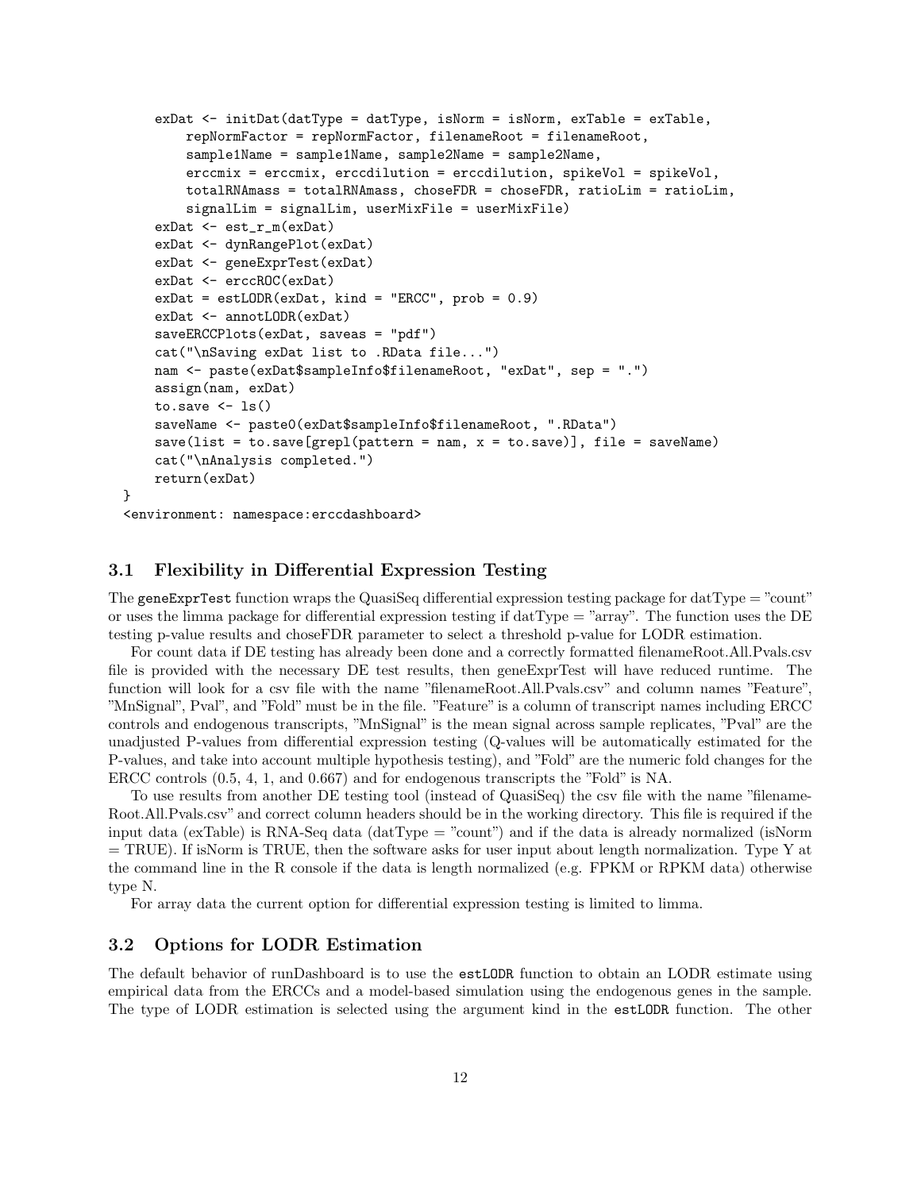```
    exDat <- initDat(datType = datType, isNorm = isNorm, exTable = exTable,
        repNormFactor = repNormFactor, filenameRoot = filenameRoot,
        sample1Name = sample1Name, sample2Name = sample2Name,
        erccmix = erccmix, erccdilution = erccdilution, spikeVol = spikeVol,
        totalRNAmass = totalRNAmass, choseFDR = choseFDR, ratioLim = ratioLim,
        signalLim = signalLim, userMixFile = userMixFile)
    exDat <- est_r_m(exDat)
    exDat <- dynRangePlot(exDat)
    exDat <- geneExprTest(exDat)
    exDat <- erccROC(exDat)
    exDat = estLODR(exDat, kind = "ERCC", prob = 0.9)
    exDat <- annotLODR(exDat)
    saveERCCPlots(exDat, saveas = "pdf")
    cat("\nSaving exDat list to .RData file...")
    nam <- paste(exDat$sampleInfo$filenameRoot, "exDat", sep = ".")
    assign(nam, exDat)
    to.save <- ls()
    saveName <- paste0(exDat$sampleInfo$filenameRoot, ".RData")
    save(list = to.save[grepl(pattern = nam, x = to.save)], file = saveName)
    cat("\nAnalysis completed.")
    return(exDat)
}
<environment: namespace:erccdashboard>
```

### 3.1 Flexibility in Differential Expression Testing

The geneExprTest function wraps the QuasiSeq differential expression testing package for datType = "count" or uses the limma package for differential expression testing if datType = "array". The function uses the DE testing p-value results and choseFDR parameter to select a threshold p-value for LODR estimation.

For count data if DE testing has already been done and a correctly formatted filenameRoot.All.Pvals.csv file is provided with the necessary DE test results, then geneExprTest will have reduced runtime. The function will look for a csv file with the name "filenameRoot.All.Pvals.csv" and column names "Feature", "MnSignal", Pval", and "Fold" must be in the file. "Feature" is a column of transcript names including ERCC controls and endogenous transcripts, "MnSignal" is the mean signal across sample replicates, "Pval" are the unadjusted P-values from differential expression testing (Q-values will be automatically estimated for the P-values, and take into account multiple hypothesis testing), and "Fold" are the numeric fold changes for the ERCC controls (0.5, 4, 1, and 0.667) and for endogenous transcripts the "Fold" is NA.

To use results from another DE testing tool (instead of QuasiSeq) the csv file with the name "filenameRoot.All.Pvals.csv" and correct column headers should be in the working directory. This file is required if the input data (exTable) is RNA-Seq data (datType = "count") and if the data is already normalized (isNorm = TRUE). If isNorm is TRUE, then the software asks for user input about length normalization. Type Y at the command line in the R console if the data is length normalized (e.g. FPKM or RPKM data) otherwise type N.

For array data the current option for differential expression testing is limited to limma.

### 3.2 Options for LODR Estimation

The default behavior of runDashboard is to use the estLODR function to obtain an LODR estimate using empirical data from the ERCCs and a model-based simulation using the endogenous genes in the sample. The type of LODR estimation is selected using the argument kind in the estLODR function. The other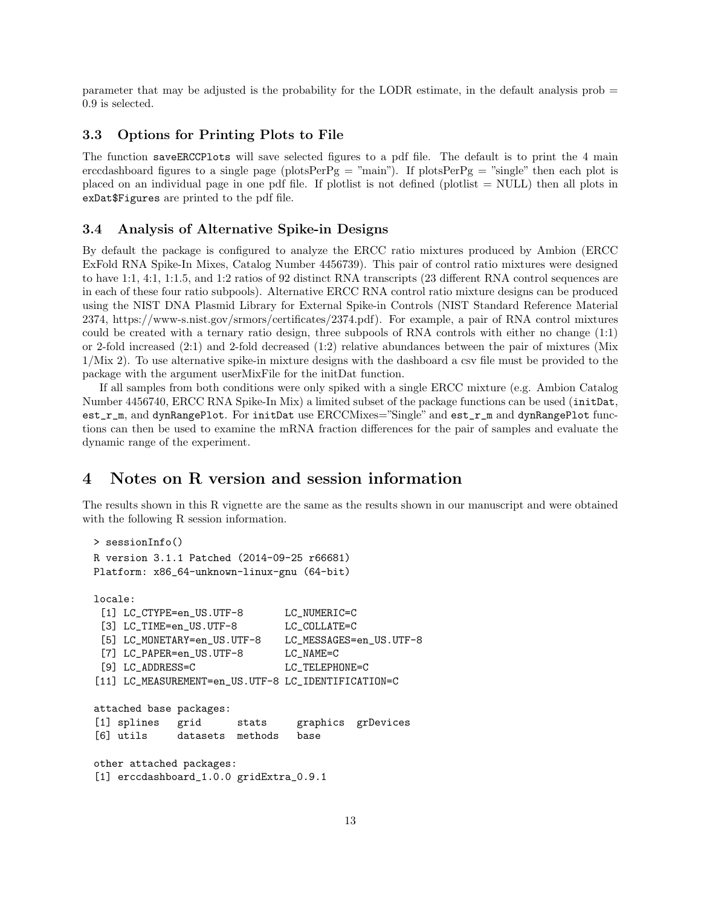parameter that may be adjusted is the probability for the LODR estimate, in the default analysis prob = 0.9 is selected.

### 3.3 Options for Printing Plots to File

The function `saveERCCPlots` will save selected figures to a pdf file. The default is to print the 4 main erccdashboard figures to a single page (plotsPerPg = "main"). If plotsPerPg = "single" then each plot is placed on an individual page in one pdf file. If plotlist is not defined (plotlist = NULL) then all plots in `exDat$Figures` are printed to the pdf file.

### 3.4 Analysis of Alternative Spike-in Designs

By default the package is configured to analyze the ERCC ratio mixtures produced by Ambion (ERCC ExFold RNA Spike-In Mixes, Catalog Number 4456739). This pair of control ratio mixtures were designed to have 1:1, 4:1, 1:1.5, and 1:2 ratios of 92 distinct RNA transcripts (23 different RNA control sequences are in each of these four ratio subpools). Alternative ERCC RNA control ratio mixture designs can be produced using the NIST DNA Plasmid Library for External Spike-in Controls (NIST Standard Reference Material 2374, https://www-s.nist.gov/srmors/certificates/2374.pdf). For example, a pair of RNA control mixtures could be created with a ternary ratio design, three subpools of RNA controls with either no change (1:1) or 2-fold increased (2:1) and 2-fold decreased (1:2) relative abundances between the pair of mixtures (Mix 1/Mix 2). To use alternative spike-in mixture designs with the dashboard a csv file must be provided to the package with the argument userMixFile for the initDat function.

If all samples from both conditions were only spiked with a single ERCC mixture (e.g. Ambion Catalog Number 4456740, ERCC RNA Spike-In Mix) a limited subset of the package functions can be used (`initDat`, `est_r_m`, and `dynRangePlot`. For `initDat` use ERCCMixes="Single" and `est_r_m` and `dynRangePlot` functions can then be used to examine the mRNA fraction differences for the pair of samples and evaluate the dynamic range of the experiment.

## 4 Notes on R version and session information

The results shown in this R vignette are the same as the results shown in our manuscript and were obtained with the following R session information.

```
> sessionInfo()
R version 3.1.1 Patched (2014-09-25 r66681)
Platform: x86_64-unknown-linux-gnu (64-bit)

locale:
 [1] LC_CTYPE=en_US.UTF-8       LC_NUMERIC=C
 [3] LC_TIME=en_US.UTF-8        LC_COLLATE=C
 [5] LC_MONETARY=en_US.UTF-8    LC_MESSAGES=en_US.UTF-8
 [7] LC_PAPER=en_US.UTF-8       LC_NAME=C
 [9] LC_ADDRESS=C               LC_TELEPHONE=C
[11] LC_MEASUREMENT=en_US.UTF-8 LC_IDENTIFICATION=C

attached base packages:
[1] splines   grid      stats     graphics  grDevices
[6] utils     datasets  methods   base

other attached packages:
[1] erccdashboard_1.0.0 gridExtra_0.9.1
```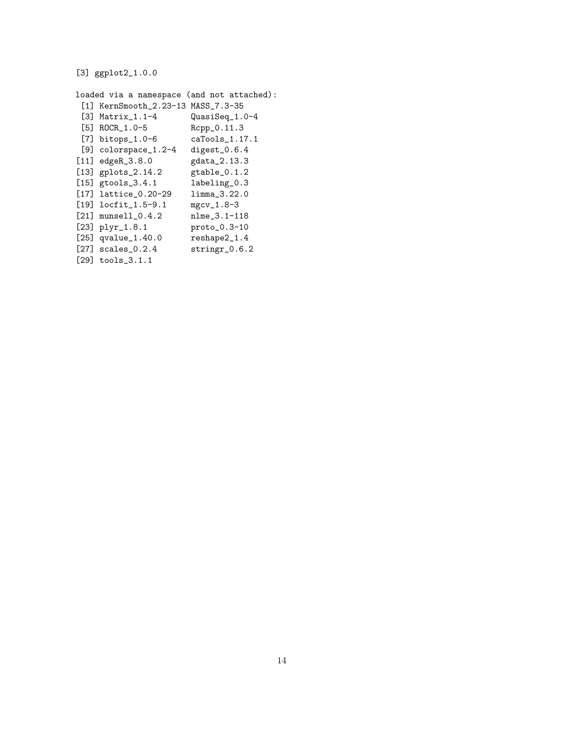```
[3] ggplot2_1.0.0

loaded via a namespace (and not attached):
 [1] KernSmooth_2.23-13 MASS_7.3-35
 [3] Matrix_1.1-4       QuasiSeq_1.0-4
 [5] ROCR_1.0-5         Rcpp_0.11.3
 [7] bitops_1.0-6       caTools_1.17.1
 [9] colorspace_1.2-4   digest_0.6.4
[11] edgeR_3.8.0        gdata_2.13.3
[13] gplots_2.14.2      gtable_0.1.2
[15] gtools_3.4.1       labeling_0.3
[17] lattice_0.20-29    limma_3.22.0
[19] locfit_1.5-9.1     mgcv_1.8-3
[21] munsell_0.4.2      nlme_3.1-118
[23] plyr_1.8.1         proto_0.3-10
[25] qvalue_1.40.0      reshape2_1.4
[27] scales_0.2.4       stringr_0.6.2
[29] tools_3.1.1
```